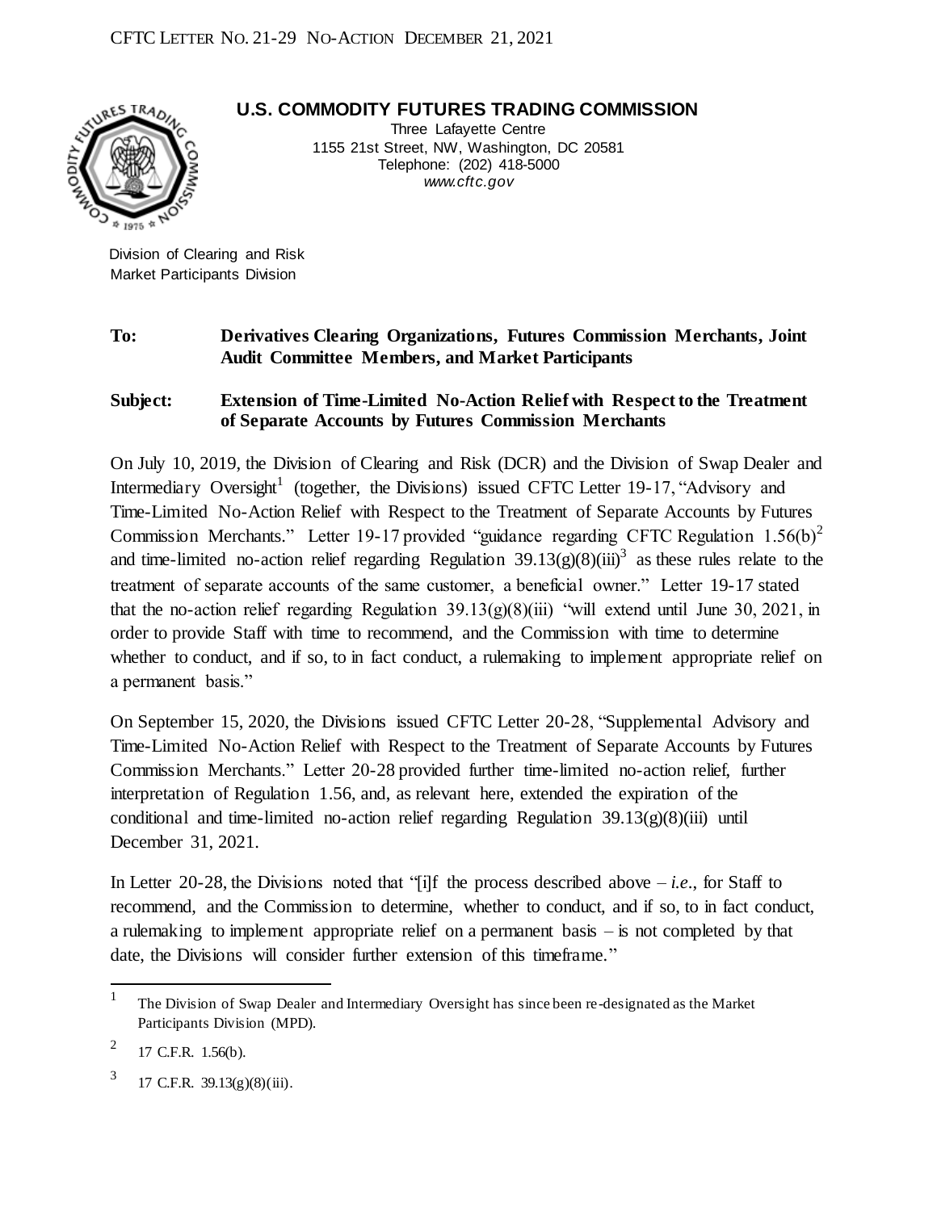CFTC LETTER NO. 21-29 NO-ACTION DECEMBER 21, 2021

**U.S. COMMODITY FUTURES TRADING COMMISSION**

Three Lafayette Centre
1155 21st Street, NW, Washington, DC 20581
Telephone: (202) 418-5000
*www.cftc.gov*

Division of Clearing and Risk
Market Participants Division

**To:** **Derivatives Clearing Organizations, Futures Commission Merchants, Joint Audit Committee Members, and Market Participants**

**Subject:** **Extension of Time-Limited No-Action Relief with Respect to the Treatment of Separate Accounts by Futures Commission Merchants**

On July 10, 2019, the Division of Clearing and Risk (DCR) and the Division of Swap Dealer and Intermediary Oversight[1] (together, the Divisions) issued CFTC Letter 19-17, "Advisory and Time-Limited No-Action Relief with Respect to the Treatment of Separate Accounts by Futures Commission Merchants." Letter 19-17 provided "guidance regarding CFTC Regulation 1.56(b)[2] and time-limited no-action relief regarding Regulation 39.13(g)(8)(iii)[3] as these rules relate to the treatment of separate accounts of the same customer, a beneficial owner." Letter 19-17 stated that the no-action relief regarding Regulation 39.13(g)(8)(iii) "will extend until June 30, 2021, in order to provide Staff with time to recommend, and the Commission with time to determine whether to conduct, and if so, to in fact conduct, a rulemaking to implement appropriate relief on a permanent basis."

On September 15, 2020, the Divisions issued CFTC Letter 20-28, "Supplemental Advisory and Time-Limited No-Action Relief with Respect to the Treatment of Separate Accounts by Futures Commission Merchants." Letter 20-28 provided further time-limited no-action relief, further interpretation of Regulation 1.56, and, as relevant here, extended the expiration of the conditional and time-limited no-action relief regarding Regulation 39.13(g)(8)(iii) until December 31, 2021.

In Letter 20-28, the Divisions noted that "[i]f the process described above – *i.e.*, for Staff to recommend, and the Commission to determine, whether to conduct, and if so, to in fact conduct, a rulemaking to implement appropriate relief on a permanent basis – is not completed by that date, the Divisions will consider further extension of this timeframe."

---

[1] The Division of Swap Dealer and Intermediary Oversight has since been re-designated as the Market Participants Division (MPD).

[2] 17 C.F.R. 1.56(b).

[3] 17 C.F.R. 39.13(g)(8)(iii).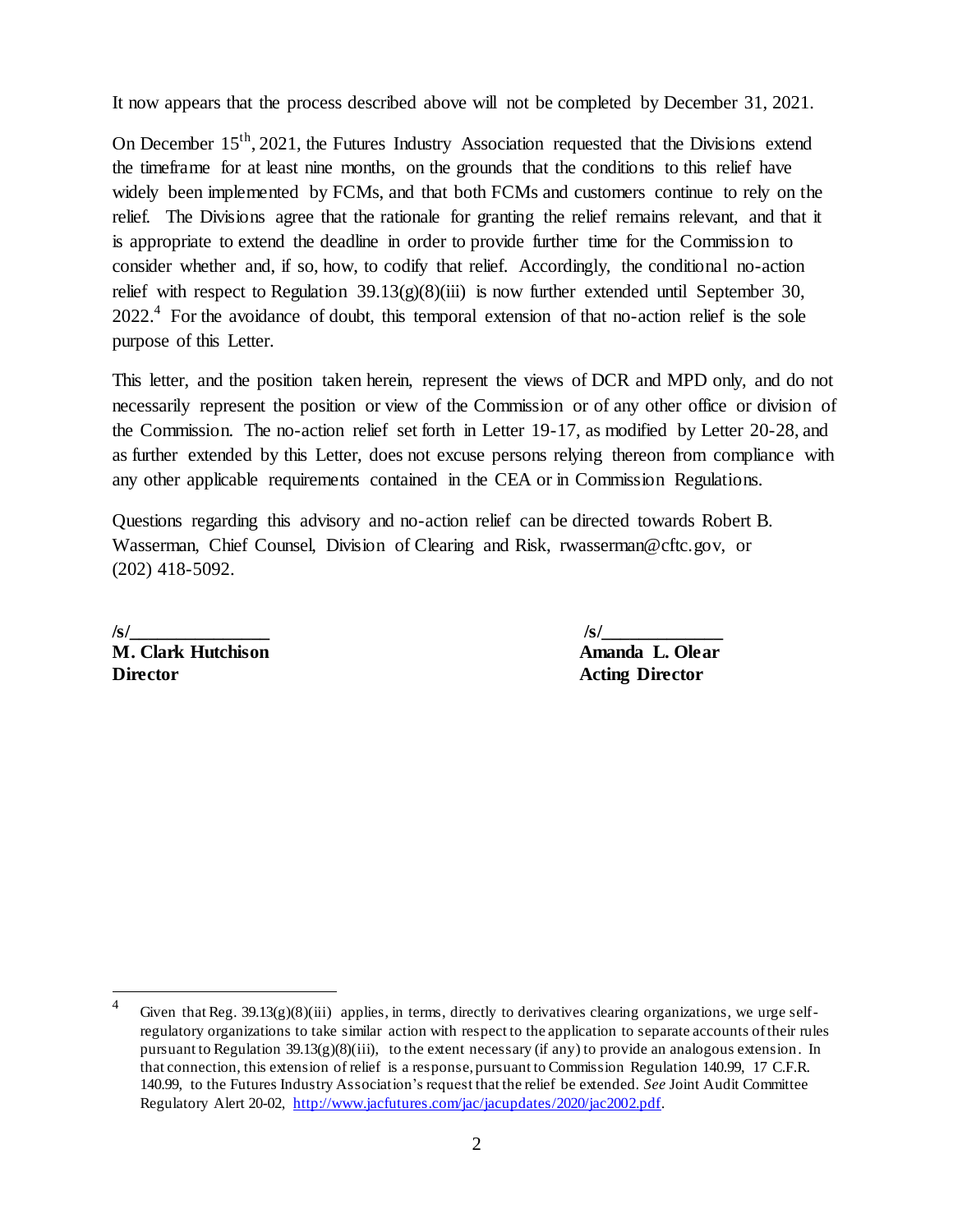It now appears that the process described above will not be completed by December 31, 2021.

On December 15th, 2021, the Futures Industry Association requested that the Divisions extend the timeframe for at least nine months, on the grounds that the conditions to this relief have widely been implemented by FCMs, and that both FCMs and customers continue to rely on the relief. The Divisions agree that the rationale for granting the relief remains relevant, and that it is appropriate to extend the deadline in order to provide further time for the Commission to consider whether and, if so, how, to codify that relief. Accordingly, the conditional no-action relief with respect to Regulation 39.13(g)(8)(iii) is now further extended until September 30, 2022.[4] For the avoidance of doubt, this temporal extension of that no-action relief is the sole purpose of this Letter.

This letter, and the position taken herein, represent the views of DCR and MPD only, and do not necessarily represent the position or view of the Commission or of any other office or division of the Commission. The no-action relief set forth in Letter 19-17, as modified by Letter 20-28, and as further extended by this Letter, does not excuse persons relying thereon from compliance with any other applicable requirements contained in the CEA or in Commission Regulations.

Questions regarding this advisory and no-action relief can be directed towards Robert B. Wasserman, Chief Counsel, Division of Clearing and Risk, rwasserman@cftc.gov, or (202) 418-5092.

**/s/_______________**
**M. Clark Hutchison**
**Director**

**/s/_____________**
**Amanda L. Olear**
**Acting Director**

---

[4] Given that Reg. 39.13(g)(8)(iii) applies, in terms, directly to derivatives clearing organizations, we urge self-regulatory organizations to take similar action with respect to the application to separate accounts of their rules pursuant to Regulation 39.13(g)(8)(iii), to the extent necessary (if any) to provide an analogous extension. In that connection, this extension of relief is a response, pursuant to Commission Regulation 140.99, 17 C.F.R. 140.99, to the Futures Industry Association's request that the relief be extended. *See* Joint Audit Committee Regulatory Alert 20-02, [http://www.jacfutures.com/jac/jacupdates/2020/jac2002.pdf](http://www.jacfutures.com/jac/jacupdates/2020/jac2002.pdf).